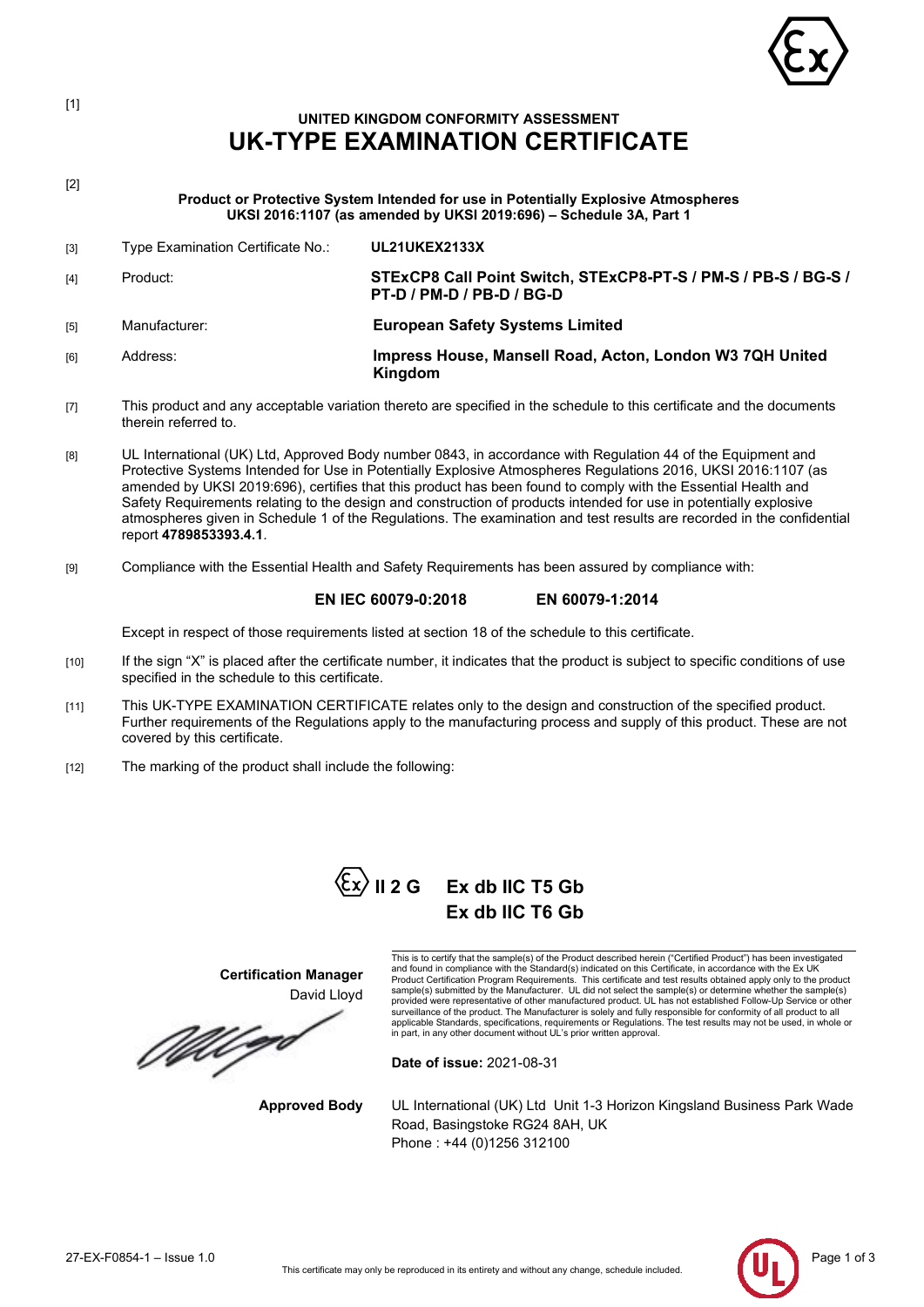[1]

## UNITED KINGDOM CONFORMITY ASSESSMENT

# UK-TYPE EXAMINATION CERTIFICATE

[2]

**Product or Protective System Intended for use in Potentially Explosive Atmospheres**
**UKSI 2016:1107 (as amended by UKSI 2019:696) – Schedule 3A, Part 1**

| | | |
|---|---|---|
| [3] | Type Examination Certificate No.: | **UL21UKEX2133X** |
| [4] | Product: | **STExCP8 Call Point Switch, STExCP8-PT-S / PM-S / PB-S / BG-S / PT-D / PM-D / PB-D / BG-D** |
| [5] | Manufacturer: | **European Safety Systems Limited** |
| [6] | Address: | **Impress House, Mansell Road, Acton, London W3 7QH United Kingdom** |

[7] This product and any acceptable variation thereto are specified in the schedule to this certificate and the documents therein referred to.

[8] UL International (UK) Ltd, Approved Body number 0843, in accordance with Regulation 44 of the Equipment and Protective Systems Intended for Use in Potentially Explosive Atmospheres Regulations 2016, UKSI 2016:1107 (as amended by UKSI 2019:696), certifies that this product has been found to comply with the Essential Health and Safety Requirements relating to the design and construction of products intended for use in potentially explosive atmospheres given in Schedule 1 of the Regulations. The examination and test results are recorded in the confidential report **4789853393.4.1**.

[9] Compliance with the Essential Health and Safety Requirements has been assured by compliance with:

**EN IEC 60079-0:2018** **EN 60079-1:2014**

Except in respect of those requirements listed at section 18 of the schedule to this certificate.

[10] If the sign "X" is placed after the certificate number, it indicates that the product is subject to specific conditions of use specified in the schedule to this certificate.

[11] This UK-TYPE EXAMINATION CERTIFICATE relates only to the design and construction of the specified product. Further requirements of the Regulations apply to the manufacturing process and supply of this product. These are not covered by this certificate.

[12] The marking of the product shall include the following:

**Ex II 2 G** **Ex db IIC T5 Gb**
**Ex db IIC T6 Gb**

**Certification Manager**
David Lloyd

This is to certify that the sample(s) of the Product described herein ("Certified Product") has been investigated and found in compliance with the Standard(s) indicated on this Certificate, in accordance with the Ex UK Product Certification Program Requirements. This certificate and test results obtained apply only to the product sample(s) submitted by the Manufacturer. UL did not select the sample(s) or determine whether the sample(s) provided were representative of other manufactured product. UL has not established Follow-Up Service or other surveillance of the product. The Manufacturer is solely and fully responsible for conformity of all product to all applicable Standards, specifications, requirements or Regulations. The test results may not be used, in whole or in part, in any other document without UL's prior written approval.

**Date of issue:** 2021-08-31

**Approved Body** UL International (UK) Ltd Unit 1-3 Horizon Kingsland Business Park Wade Road, Basingstoke RG24 8AH, UK
Phone : +44 (0)1256 312100

27-EX-F0854-1 – Issue 1.0

This certificate may only be reproduced in its entirety and without any change, schedule included.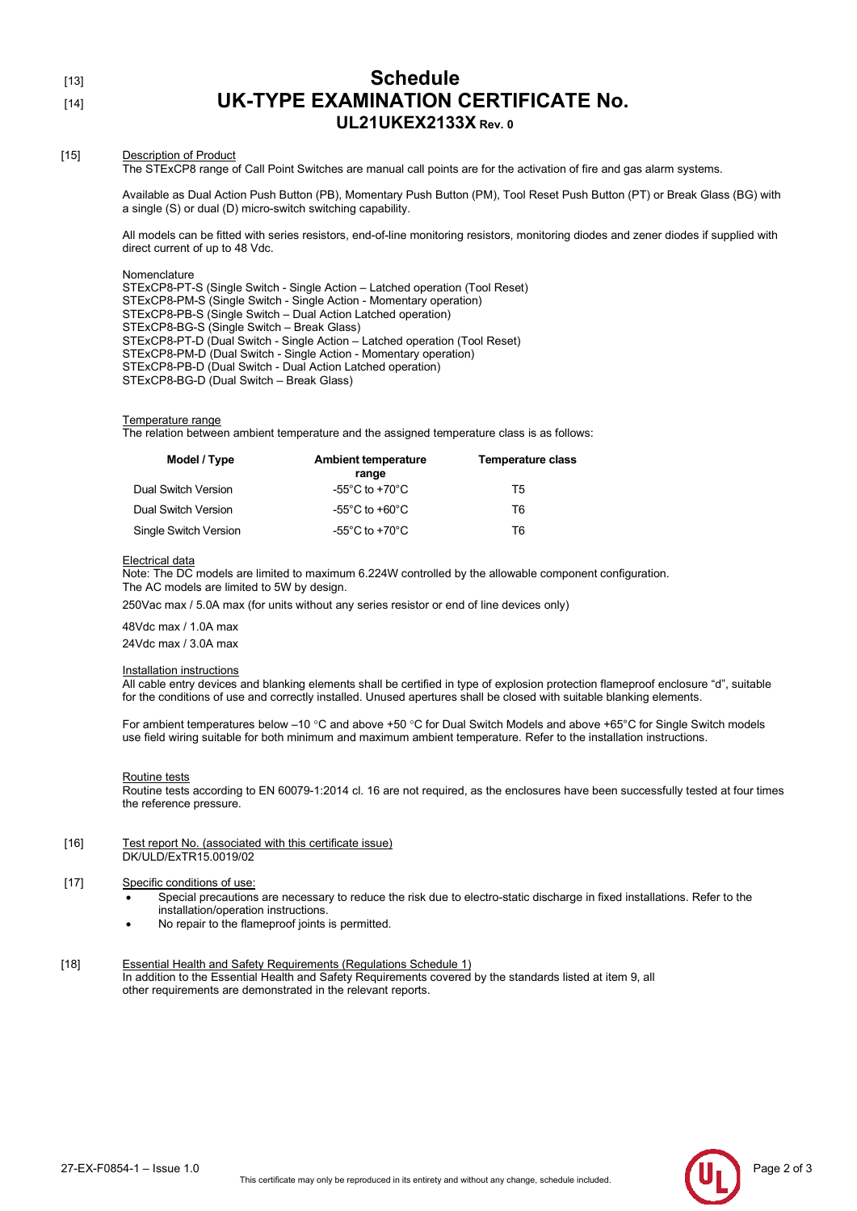[13]
# Schedule
[14]
# UK-TYPE EXAMINATION CERTIFICATE No.
## UL21UKEX2133X Rev. 0

[15] Description of Product

The STExCP8 range of Call Point Switches are manual call points are for the activation of fire and gas alarm systems.

Available as Dual Action Push Button (PB), Momentary Push Button (PM), Tool Reset Push Button (PT) or Break Glass (BG) with a single (S) or dual (D) micro-switch switching capability.

All models can be fitted with series resistors, end-of-line monitoring resistors, monitoring diodes and zener diodes if supplied with direct current of up to 48 Vdc.

Nomenclature
STExCP8-PT-S (Single Switch - Single Action – Latched operation (Tool Reset)
STExCP8-PM-S (Single Switch - Single Action - Momentary operation)
STExCP8-PB-S (Single Switch – Dual Action Latched operation)
STExCP8-BG-S (Single Switch – Break Glass)
STExCP8-PT-D (Dual Switch - Single Action – Latched operation (Tool Reset)
STExCP8-PM-D (Dual Switch - Single Action - Momentary operation)
STExCP8-PB-D (Dual Switch - Dual Action Latched operation)
STExCP8-BG-D (Dual Switch – Break Glass)

Temperature range

The relation between ambient temperature and the assigned temperature class is as follows:

| Model / Type | Ambient temperature range | Temperature class |
|---|---|---|
| Dual Switch Version | -55°C to +70°C | T5 |
| Dual Switch Version | -55°C to +60°C | T6 |
| Single Switch Version | -55°C to +70°C | T6 |

Electrical data

Note: The DC models are limited to maximum 6.224W controlled by the allowable component configuration.
The AC models are limited to 5W by design.

250Vac max / 5.0A max (for units without any series resistor or end of line devices only)

48Vdc max / 1.0A max

24Vdc max / 3.0A max

Installation instructions

All cable entry devices and blanking elements shall be certified in type of explosion protection flameproof enclosure “d”, suitable for the conditions of use and correctly installed. Unused apertures shall be closed with suitable blanking elements.

For ambient temperatures below –10 °C and above +50 °C for Dual Switch Models and above +65°C for Single Switch models use field wiring suitable for both minimum and maximum ambient temperature. Refer to the installation instructions.

Routine tests

Routine tests according to EN 60079-1:2014 cl. 16 are not required, as the enclosures have been successfully tested at four times the reference pressure.

[16] Test report No. (associated with this certificate issue)

DK/ULD/ExTR15.0019/02

[17] Specific conditions of use:

- Special precautions are necessary to reduce the risk due to electro-static discharge in fixed installations. Refer to the installation/operation instructions.
- No repair to the flameproof joints is permitted.

[18] Essential Health and Safety Requirements (Regulations Schedule 1)

In addition to the Essential Health and Safety Requirements covered by the standards listed at item 9, all other requirements are demonstrated in the relevant reports.

27-EX-F0854-1 – Issue 1.0

This certificate may only be reproduced in its entirety and without any change, schedule included.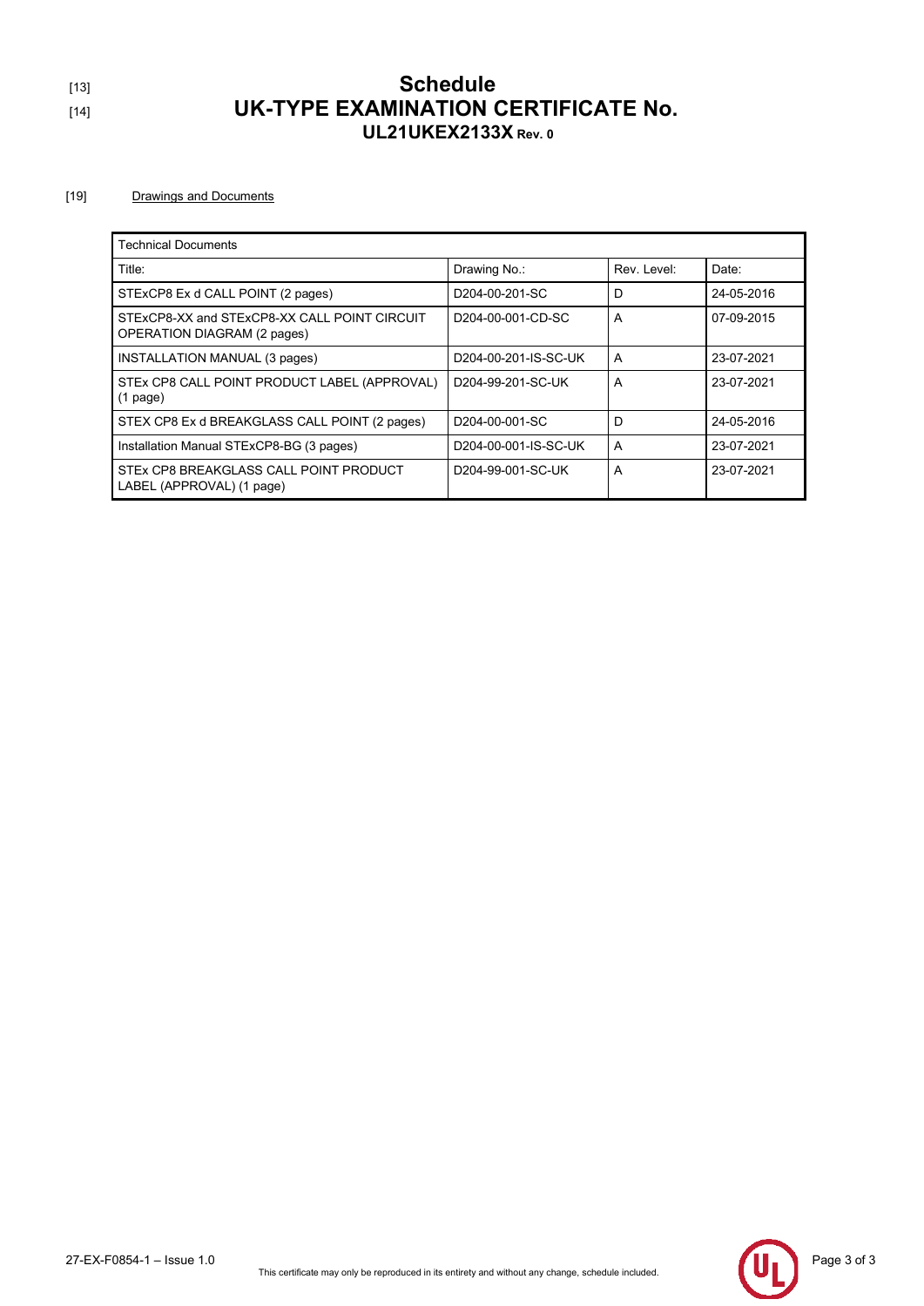[13]
# Schedule
[14]
# UK-TYPE EXAMINATION CERTIFICATE No.
## UL21UKEX2133X Rev. 0

[19] Drawings and Documents

| Technical Documents | | | |
|---|---|---|---|
| Title: | Drawing No.: | Rev. Level: | Date: |
| STExCP8 Ex d CALL POINT (2 pages) | D204-00-201-SC | D | 24-05-2016 |
| STExCP8-XX and STExCP8-XX CALL POINT CIRCUIT OPERATION DIAGRAM (2 pages) | D204-00-001-CD-SC | A | 07-09-2015 |
| INSTALLATION MANUAL (3 pages) | D204-00-201-IS-SC-UK | A | 23-07-2021 |
| STEx CP8 CALL POINT PRODUCT LABEL (APPROVAL) (1 page) | D204-99-201-SC-UK | A | 23-07-2021 |
| STEX CP8 Ex d BREAKGLASS CALL POINT (2 pages) | D204-00-001-SC | D | 24-05-2016 |
| Installation Manual STExCP8-BG (3 pages) | D204-00-001-IS-SC-UK | A | 23-07-2021 |
| STEx CP8 BREAKGLASS CALL POINT PRODUCT LABEL (APPROVAL) (1 page) | D204-99-001-SC-UK | A | 23-07-2021 |

27-EX-F0854-1 – Issue 1.0

This certificate may only be reproduced in its entirety and without any change, schedule included.